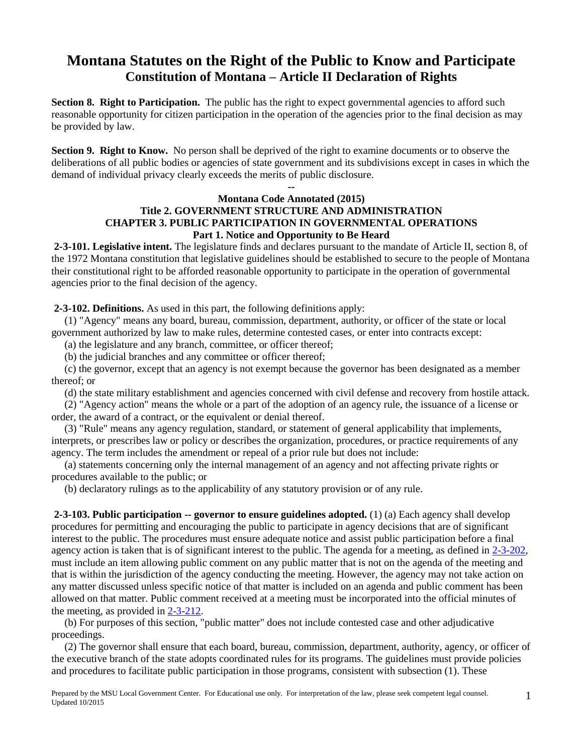# Montana Statutes on the Right of the Public to Know and Participate
## Constitution of Montana – Article II Declaration of Rights

**Section 8. Right to Participation.** The public has the right to expect governmental agencies to afford such reasonable opportunity for citizen participation in the operation of the agencies prior to the final decision as may be provided by law.

**Section 9. Right to Know.** No person shall be deprived of the right to examine documents or to observe the deliberations of all public bodies or agencies of state government and its subdivisions except in cases in which the demand of individual privacy clearly exceeds the merits of public disclosure.

--

### Montana Code Annotated (2015)
### Title 2. GOVERNMENT STRUCTURE AND ADMINISTRATION
### CHAPTER 3. PUBLIC PARTICIPATION IN GOVERNMENTAL OPERATIONS
### Part 1. Notice and Opportunity to Be Heard

**2-3-101. Legislative intent.** The legislature finds and declares pursuant to the mandate of Article II, section 8, of the 1972 Montana constitution that legislative guidelines should be established to secure to the people of Montana their constitutional right to be afforded reasonable opportunity to participate in the operation of governmental agencies prior to the final decision of the agency.

**2-3-102. Definitions.** As used in this part, the following definitions apply:

(1) "Agency" means any board, bureau, commission, department, authority, or officer of the state or local government authorized by law to make rules, determine contested cases, or enter into contracts except:

(a) the legislature and any branch, committee, or officer thereof;

(b) the judicial branches and any committee or officer thereof;

(c) the governor, except that an agency is not exempt because the governor has been designated as a member thereof; or

(d) the state military establishment and agencies concerned with civil defense and recovery from hostile attack.

(2) "Agency action" means the whole or a part of the adoption of an agency rule, the issuance of a license or order, the award of a contract, or the equivalent or denial thereof.

(3) "Rule" means any agency regulation, standard, or statement of general applicability that implements, interprets, or prescribes law or policy or describes the organization, procedures, or practice requirements of any agency. The term includes the amendment or repeal of a prior rule but does not include:

(a) statements concerning only the internal management of an agency and not affecting private rights or procedures available to the public; or

(b) declaratory rulings as to the applicability of any statutory provision or of any rule.

**2-3-103. Public participation -- governor to ensure guidelines adopted.** (1) (a) Each agency shall develop procedures for permitting and encouraging the public to participate in agency decisions that are of significant interest to the public. The procedures must ensure adequate notice and assist public participation before a final agency action is taken that is of significant interest to the public. The agenda for a meeting, as defined in 2-3-202, must include an item allowing public comment on any public matter that is not on the agenda of the meeting and that is within the jurisdiction of the agency conducting the meeting. However, the agency may not take action on any matter discussed unless specific notice of that matter is included on an agenda and public comment has been allowed on that matter. Public comment received at a meeting must be incorporated into the official minutes of the meeting, as provided in 2-3-212.

(b) For purposes of this section, "public matter" does not include contested case and other adjudicative proceedings.

(2) The governor shall ensure that each board, bureau, commission, department, authority, agency, or officer of the executive branch of the state adopts coordinated rules for its programs. The guidelines must provide policies and procedures to facilitate public participation in those programs, consistent with subsection (1). These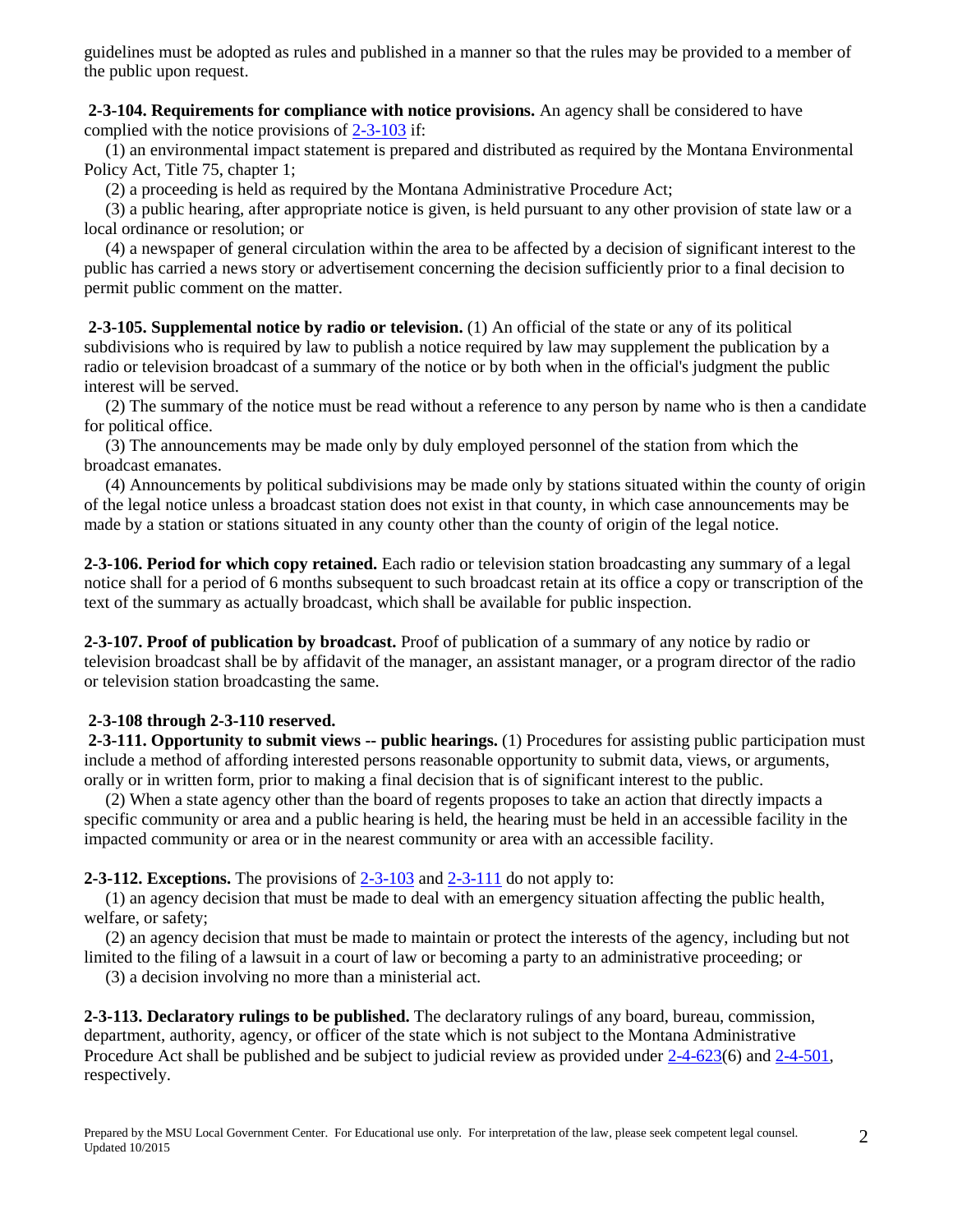guidelines must be adopted as rules and published in a manner so that the rules may be provided to a member of the public upon request.

**2-3-104. Requirements for compliance with notice provisions.** An agency shall be considered to have complied with the notice provisions of 2-3-103 if:

(1) an environmental impact statement is prepared and distributed as required by the Montana Environmental Policy Act, Title 75, chapter 1;

(2) a proceeding is held as required by the Montana Administrative Procedure Act;

(3) a public hearing, after appropriate notice is given, is held pursuant to any other provision of state law or a local ordinance or resolution; or

(4) a newspaper of general circulation within the area to be affected by a decision of significant interest to the public has carried a news story or advertisement concerning the decision sufficiently prior to a final decision to permit public comment on the matter.

**2-3-105. Supplemental notice by radio or television.** (1) An official of the state or any of its political subdivisions who is required by law to publish a notice required by law may supplement the publication by a radio or television broadcast of a summary of the notice or by both when in the official's judgment the public interest will be served.

(2) The summary of the notice must be read without a reference to any person by name who is then a candidate for political office.

(3) The announcements may be made only by duly employed personnel of the station from which the broadcast emanates.

(4) Announcements by political subdivisions may be made only by stations situated within the county of origin of the legal notice unless a broadcast station does not exist in that county, in which case announcements may be made by a station or stations situated in any county other than the county of origin of the legal notice.

**2-3-106. Period for which copy retained.** Each radio or television station broadcasting any summary of a legal notice shall for a period of 6 months subsequent to such broadcast retain at its office a copy or transcription of the text of the summary as actually broadcast, which shall be available for public inspection.

**2-3-107. Proof of publication by broadcast.** Proof of publication of a summary of any notice by radio or television broadcast shall be by affidavit of the manager, an assistant manager, or a program director of the radio or television station broadcasting the same.

**2-3-108 through 2-3-110 reserved.**

**2-3-111. Opportunity to submit views -- public hearings.** (1) Procedures for assisting public participation must include a method of affording interested persons reasonable opportunity to submit data, views, or arguments, orally or in written form, prior to making a final decision that is of significant interest to the public.

(2) When a state agency other than the board of regents proposes to take an action that directly impacts a specific community or area and a public hearing is held, the hearing must be held in an accessible facility in the impacted community or area or in the nearest community or area with an accessible facility.

**2-3-112. Exceptions.** The provisions of 2-3-103 and 2-3-111 do not apply to:

(1) an agency decision that must be made to deal with an emergency situation affecting the public health, welfare, or safety;

(2) an agency decision that must be made to maintain or protect the interests of the agency, including but not limited to the filing of a lawsuit in a court of law or becoming a party to an administrative proceeding; or

(3) a decision involving no more than a ministerial act.

**2-3-113. Declaratory rulings to be published.** The declaratory rulings of any board, bureau, commission, department, authority, agency, or officer of the state which is not subject to the Montana Administrative Procedure Act shall be published and be subject to judicial review as provided under 2-4-623(6) and 2-4-501, respectively.

Prepared by the MSU Local Government Center. For Educational use only. For interpretation of the law, please seek competent legal counsel. Updated 10/2015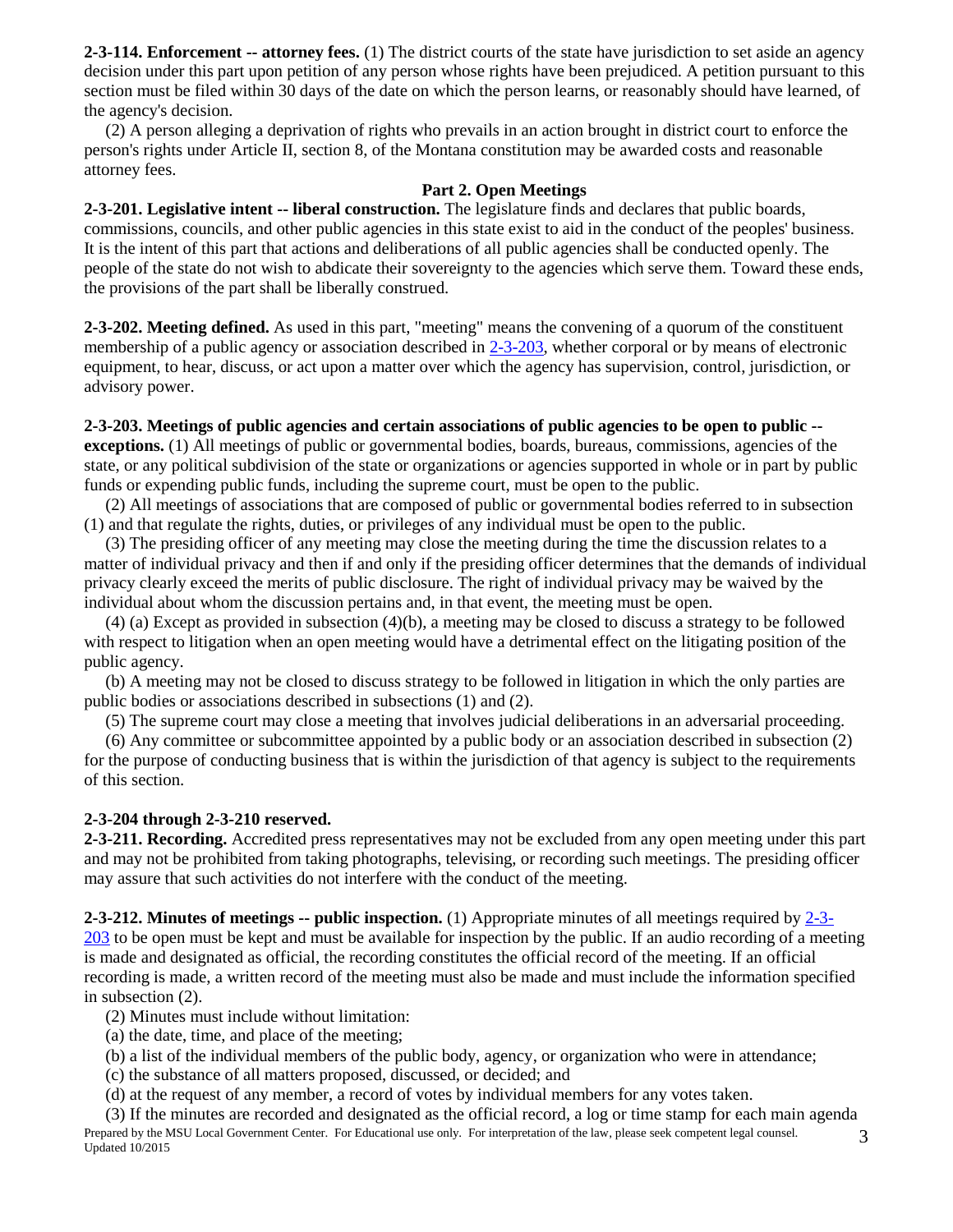**2-3-114. Enforcement -- attorney fees.** (1) The district courts of the state have jurisdiction to set aside an agency decision under this part upon petition of any person whose rights have been prejudiced. A petition pursuant to this section must be filed within 30 days of the date on which the person learns, or reasonably should have learned, of the agency's decision.

(2) A person alleging a deprivation of rights who prevails in an action brought in district court to enforce the person's rights under Article II, section 8, of the Montana constitution may be awarded costs and reasonable attorney fees.

## Part 2. Open Meetings

**2-3-201. Legislative intent -- liberal construction.** The legislature finds and declares that public boards, commissions, councils, and other public agencies in this state exist to aid in the conduct of the peoples' business. It is the intent of this part that actions and deliberations of all public agencies shall be conducted openly. The people of the state do not wish to abdicate their sovereignty to the agencies which serve them. Toward these ends, the provisions of the part shall be liberally construed.

**2-3-202. Meeting defined.** As used in this part, "meeting" means the convening of a quorum of the constituent membership of a public agency or association described in 2-3-203, whether corporal or by means of electronic equipment, to hear, discuss, or act upon a matter over which the agency has supervision, control, jurisdiction, or advisory power.

**2-3-203. Meetings of public agencies and certain associations of public agencies to be open to public -- exceptions.** (1) All meetings of public or governmental bodies, boards, bureaus, commissions, agencies of the state, or any political subdivision of the state or organizations or agencies supported in whole or in part by public funds or expending public funds, including the supreme court, must be open to the public.

(2) All meetings of associations that are composed of public or governmental bodies referred to in subsection (1) and that regulate the rights, duties, or privileges of any individual must be open to the public.

(3) The presiding officer of any meeting may close the meeting during the time the discussion relates to a matter of individual privacy and then if and only if the presiding officer determines that the demands of individual privacy clearly exceed the merits of public disclosure. The right of individual privacy may be waived by the individual about whom the discussion pertains and, in that event, the meeting must be open.

(4) (a) Except as provided in subsection (4)(b), a meeting may be closed to discuss a strategy to be followed with respect to litigation when an open meeting would have a detrimental effect on the litigating position of the public agency.

(b) A meeting may not be closed to discuss strategy to be followed in litigation in which the only parties are public bodies or associations described in subsections (1) and (2).

(5) The supreme court may close a meeting that involves judicial deliberations in an adversarial proceeding.

(6) Any committee or subcommittee appointed by a public body or an association described in subsection (2) for the purpose of conducting business that is within the jurisdiction of that agency is subject to the requirements of this section.

**2-3-204 through 2-3-210 reserved.**

**2-3-211. Recording.** Accredited press representatives may not be excluded from any open meeting under this part and may not be prohibited from taking photographs, televising, or recording such meetings. The presiding officer may assure that such activities do not interfere with the conduct of the meeting.

**2-3-212. Minutes of meetings -- public inspection.** (1) Appropriate minutes of all meetings required by 2-3-203 to be open must be kept and must be available for inspection by the public. If an audio recording of a meeting is made and designated as official, the recording constitutes the official record of the meeting. If an official recording is made, a written record of the meeting must also be made and must include the information specified in subsection (2).

(2) Minutes must include without limitation:

(a) the date, time, and place of the meeting;

(b) a list of the individual members of the public body, agency, or organization who were in attendance;

(c) the substance of all matters proposed, discussed, or decided; and

(d) at the request of any member, a record of votes by individual members for any votes taken.

(3) If the minutes are recorded and designated as the official record, a log or time stamp for each main agenda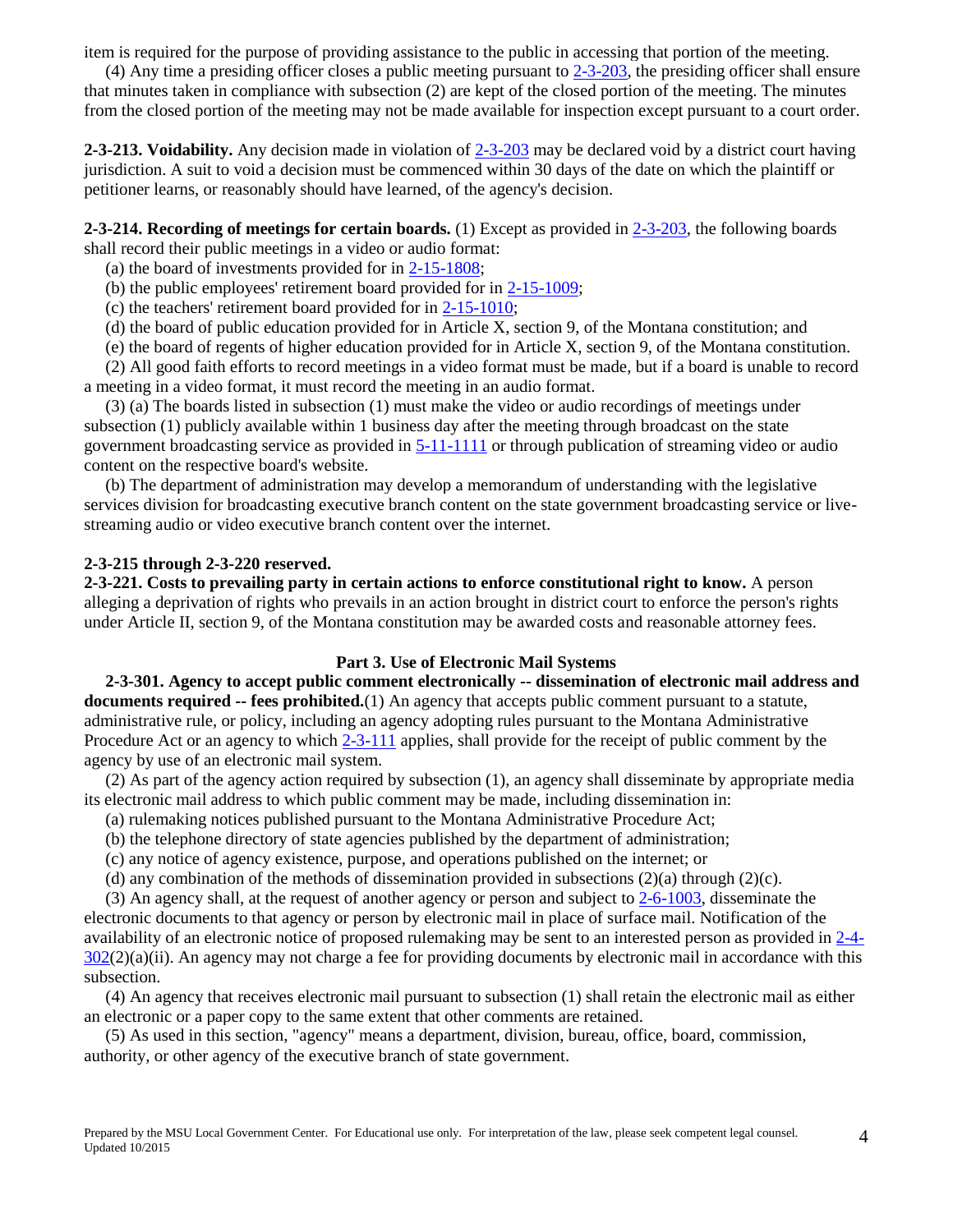item is required for the purpose of providing assistance to the public in accessing that portion of the meeting.

(4) Any time a presiding officer closes a public meeting pursuant to 2-3-203, the presiding officer shall ensure that minutes taken in compliance with subsection (2) are kept of the closed portion of the meeting. The minutes from the closed portion of the meeting may not be made available for inspection except pursuant to a court order.

**2-3-213. Voidability.** Any decision made in violation of 2-3-203 may be declared void by a district court having jurisdiction. A suit to void a decision must be commenced within 30 days of the date on which the plaintiff or petitioner learns, or reasonably should have learned, of the agency's decision.

**2-3-214. Recording of meetings for certain boards.** (1) Except as provided in 2-3-203, the following boards shall record their public meetings in a video or audio format:

(a) the board of investments provided for in 2-15-1808;

(b) the public employees' retirement board provided for in 2-15-1009;

(c) the teachers' retirement board provided for in 2-15-1010;

(d) the board of public education provided for in Article X, section 9, of the Montana constitution; and

(e) the board of regents of higher education provided for in Article X, section 9, of the Montana constitution.

(2) All good faith efforts to record meetings in a video format must be made, but if a board is unable to record a meeting in a video format, it must record the meeting in an audio format.

(3) (a) The boards listed in subsection (1) must make the video or audio recordings of meetings under subsection (1) publicly available within 1 business day after the meeting through broadcast on the state government broadcasting service as provided in 5-11-1111 or through publication of streaming video or audio content on the respective board's website.

(b) The department of administration may develop a memorandum of understanding with the legislative services division for broadcasting executive branch content on the state government broadcasting service or live-streaming audio or video executive branch content over the internet.

**2-3-215 through 2-3-220 reserved.**

**2-3-221. Costs to prevailing party in certain actions to enforce constitutional right to know.** A person alleging a deprivation of rights who prevails in an action brought in district court to enforce the person's rights under Article II, section 9, of the Montana constitution may be awarded costs and reasonable attorney fees.

## Part 3. Use of Electronic Mail Systems

**2-3-301. Agency to accept public comment electronically -- dissemination of electronic mail address and documents required -- fees prohibited.**(1) An agency that accepts public comment pursuant to a statute, administrative rule, or policy, including an agency adopting rules pursuant to the Montana Administrative Procedure Act or an agency to which 2-3-111 applies, shall provide for the receipt of public comment by the agency by use of an electronic mail system.

(2) As part of the agency action required by subsection (1), an agency shall disseminate by appropriate media its electronic mail address to which public comment may be made, including dissemination in:

(a) rulemaking notices published pursuant to the Montana Administrative Procedure Act;

(b) the telephone directory of state agencies published by the department of administration;

(c) any notice of agency existence, purpose, and operations published on the internet; or

(d) any combination of the methods of dissemination provided in subsections (2)(a) through (2)(c).

(3) An agency shall, at the request of another agency or person and subject to 2-6-1003, disseminate the electronic documents to that agency or person by electronic mail in place of surface mail. Notification of the availability of an electronic notice of proposed rulemaking may be sent to an interested person as provided in 2-4-302(2)(a)(ii). An agency may not charge a fee for providing documents by electronic mail in accordance with this subsection.

(4) An agency that receives electronic mail pursuant to subsection (1) shall retain the electronic mail as either an electronic or a paper copy to the same extent that other comments are retained.

(5) As used in this section, "agency" means a department, division, bureau, office, board, commission, authority, or other agency of the executive branch of state government.

Prepared by the MSU Local Government Center. For Educational use only. For interpretation of the law, please seek competent legal counsel. Updated 10/2015